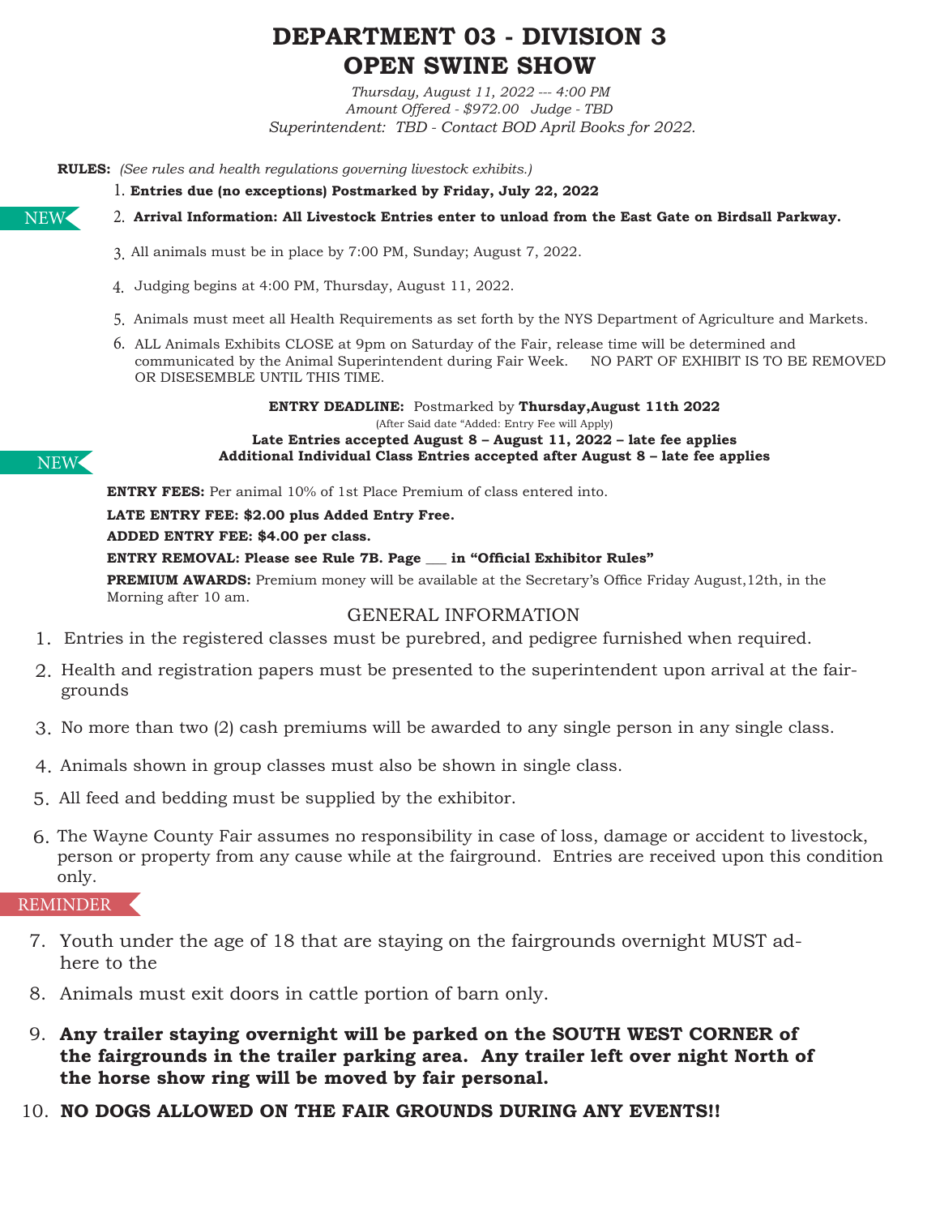# DEPARTMENT 03 - DIVISION 3
# OPEN SWINE SHOW

*Thursday, August 11, 2022 --- 4:00 PM*
*Amount Offered - $972.00   Judge - TBD*
*Superintendent:  TBD - Contact BOD April Books for 2022.*

**RULES:** *(See rules and health regulations governing livestock exhibits.)*

1. **Entries due (no exceptions) Postmarked by Friday, July 22, 2022**

NEW

2. **Arrival Information: All Livestock Entries enter to unload from the East Gate on Birdsall Parkway.**
3. All animals must be in place by 7:00 PM, Sunday; August 7, 2022.
4. Judging begins at 4:00 PM, Thursday, August 11, 2022.
5. Animals must meet all Health Requirements as set forth by the NYS Department of Agriculture and Markets.
6. ALL Animals Exhibits CLOSE at 9pm on Saturday of the Fair, release time will be determined and communicated by the Animal Superintendent during Fair Week.   NO PART OF EXHIBIT IS TO BE REMOVED OR DISESEMBLE UNTIL THIS TIME.

**ENTRY DEADLINE:** Postmarked by **Thursday,August 11th 2022**
(After Said date "Added: Entry Fee will Apply)

NEW

**Late Entries accepted August 8 – August 11, 2022 – late fee applies**
**Additional Individual Class Entries accepted after August 8 – late fee applies**

**ENTRY FEES:** Per animal 10% of 1st Place Premium of class entered into.

**LATE ENTRY FEE: $2.00 plus Added Entry Free.**

**ADDED ENTRY FEE: $4.00 per class.**

**ENTRY REMOVAL: Please see Rule 7B. Page ___ in "Official Exhibitor Rules"**

**PREMIUM AWARDS:** Premium money will be available at the Secretary's Office Friday August,12th, in the Morning after 10 am.

## GENERAL INFORMATION

1. Entries in the registered classes must be purebred, and pedigree furnished when required.
2. Health and registration papers must be presented to the superintendent upon arrival at the fairgrounds
3. No more than two (2) cash premiums will be awarded to any single person in any single class.
4. Animals shown in group classes must also be shown in single class.
5. All feed and bedding must be supplied by the exhibitor.
6. The Wayne County Fair assumes no responsibility in case of loss, damage or accident to livestock, person or property from any cause while at the fairground.  Entries are received upon this condition only.

REMINDER

7. Youth under the age of 18 that are staying on the fairgrounds overnight MUST adhere to the
8. Animals must exit doors in cattle portion of barn only.
9. **Any trailer staying overnight will be parked on the SOUTH WEST CORNER of the fairgrounds in the trailer parking area.  Any trailer left over night North of the horse show ring will be moved by fair personal.**
10. **NO DOGS ALLOWED ON THE FAIR GROUNDS DURING ANY EVENTS!!**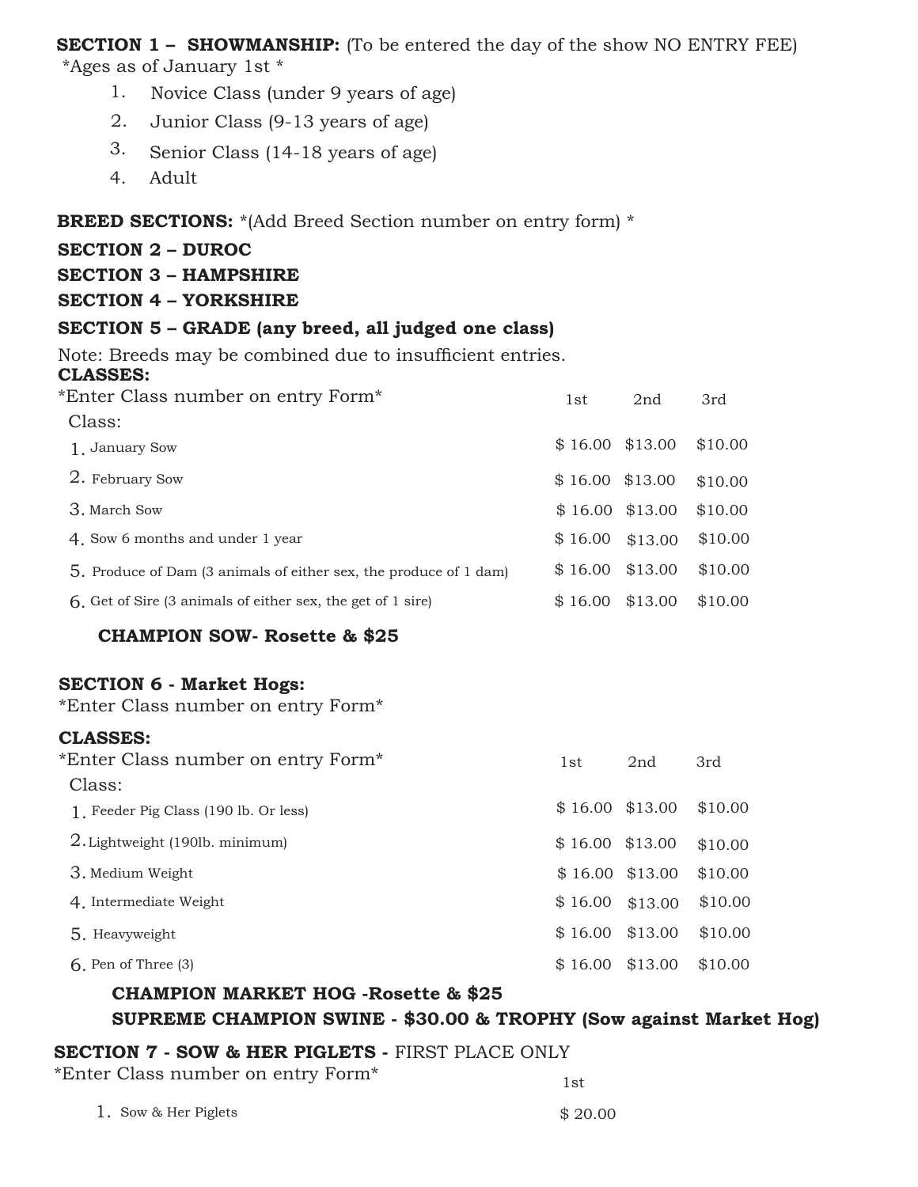**SECTION 1 – SHOWMANSHIP:** (To be entered the day of the show NO ENTRY FEE)
*Ages as of January 1st *

1. Novice Class (under 9 years of age)
2. Junior Class (9-13 years of age)
3. Senior Class (14-18 years of age)
4. Adult

**BREED SECTIONS:** *(Add Breed Section number on entry form) *

**SECTION 2 – DUROC**

**SECTION 3 – HAMPSHIRE**

**SECTION 4 – YORKSHIRE**

**SECTION 5 – GRADE (any breed, all judged one class)**

Note: Breeds may be combined due to insufficient entries.

**CLASSES:**
*Enter Class number on entry Form*

| Class: | 1st | 2nd | 3rd |
|---|---|---|---|
| 1. January Sow | $ 16.00 | $13.00 | $10.00 |
| 2. February Sow | $ 16.00 | $13.00 | $10.00 |
| 3. March Sow | $ 16.00 | $13.00 | $10.00 |
| 4. Sow 6 months and under 1 year | $ 16.00 | $13.00 | $10.00 |
| 5. Produce of Dam (3 animals of either sex, the produce of 1 dam) | $ 16.00 | $13.00 | $10.00 |
| 6. Get of Sire (3 animals of either sex, the get of 1 sire) | $ 16.00 | $13.00 | $10.00 |

**CHAMPION SOW- Rosette & $25**

**SECTION 6 - Market Hogs:**
*Enter Class number on entry Form*

**CLASSES:**
*Enter Class number on entry Form*

| Class: | 1st | 2nd | 3rd |
|---|---|---|---|
| 1. Feeder Pig Class (190 lb. Or less) | $ 16.00 | $13.00 | $10.00 |
| 2. Lightweight (190lb. minimum) | $ 16.00 | $13.00 | $10.00 |
| 3. Medium Weight | $ 16.00 | $13.00 | $10.00 |
| 4. Intermediate Weight | $ 16.00 | $13.00 | $10.00 |
| 5. Heavyweight | $ 16.00 | $13.00 | $10.00 |
| 6. Pen of Three (3) | $ 16.00 | $13.00 | $10.00 |

**CHAMPION MARKET HOG -Rosette & $25**

**SUPREME CHAMPION SWINE - $30.00 & TROPHY (Sow against Market Hog)**

**SECTION 7 - SOW & HER PIGLETS -** FIRST PLACE ONLY
*Enter Class number on entry Form*

| | 1st |
|---|---|
| 1. Sow & Her Piglets | $ 20.00 |